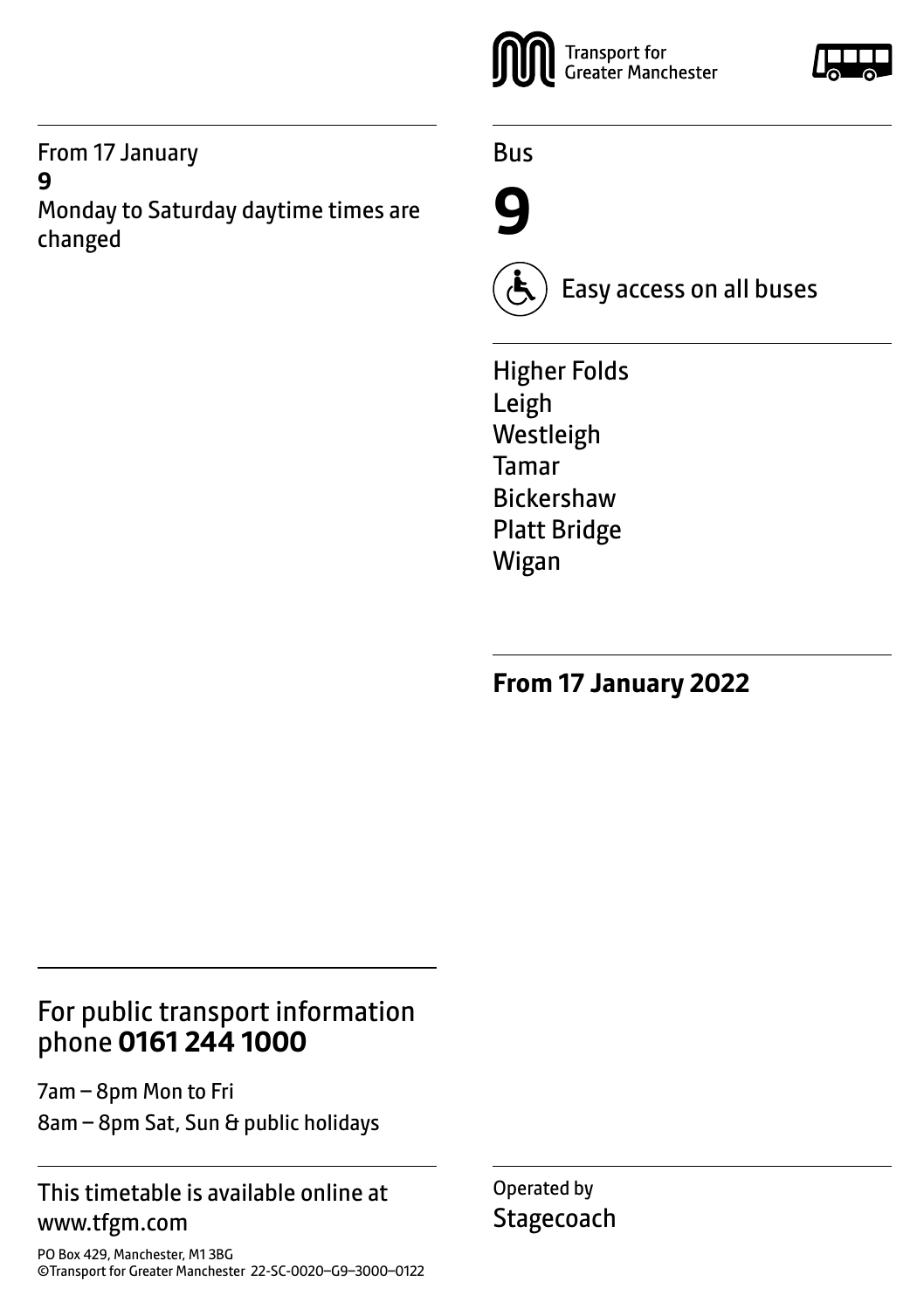From 17 January

**9**

Monday to Saturday daytime times are changed

Transport for Greater Manchester

Bus

# 9

Easy access on all buses

Higher Folds
Leigh
Westleigh
Tamar
Bickershaw
Platt Bridge
Wigan

**From 17 January 2022**

For public transport information phone **0161 244 1000**

7am – 8pm Mon to Fri

8am – 8pm Sat, Sun & public holidays

This timetable is available online at www.tfgm.com

PO Box 429, Manchester, M1 3BG
©Transport for Greater Manchester 22-SC-0020–G9–3000–0122

Operated by
Stagecoach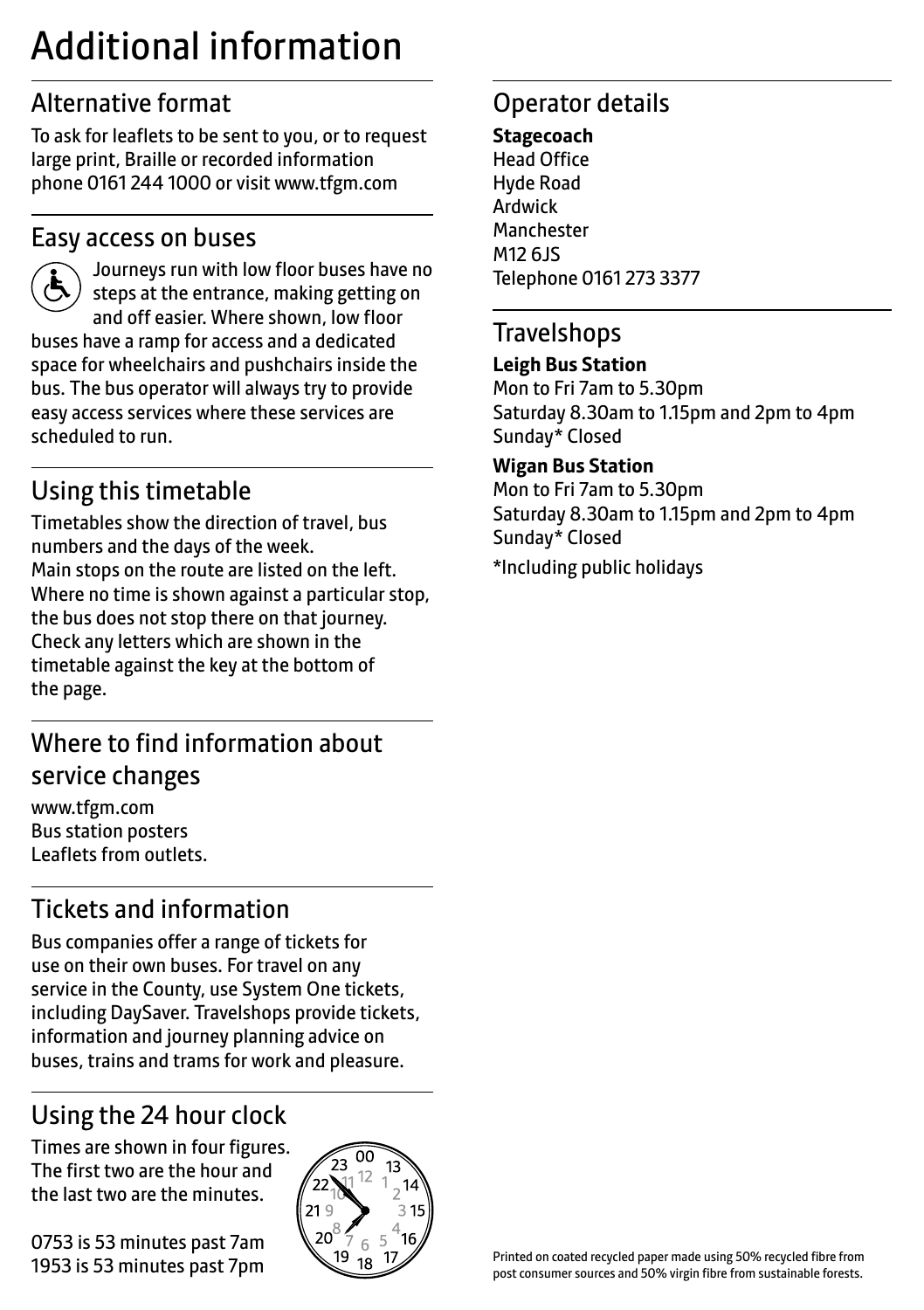# Additional information

## Alternative format

To ask for leaflets to be sent to you, or to request large print, Braille or recorded information phone 0161 244 1000 or visit www.tfgm.com

## Easy access on buses

Journeys run with low floor buses have no steps at the entrance, making getting on and off easier. Where shown, low floor buses have a ramp for access and a dedicated space for wheelchairs and pushchairs inside the bus. The bus operator will always try to provide easy access services where these services are scheduled to run.

## Using this timetable

Timetables show the direction of travel, bus numbers and the days of the week.
Main stops on the route are listed on the left. Where no time is shown against a particular stop, the bus does not stop there on that journey. Check any letters which are shown in the timetable against the key at the bottom of the page.

## Where to find information about service changes

www.tfgm.com
Bus station posters
Leaflets from outlets.

## Tickets and information

Bus companies offer a range of tickets for use on their own buses. For travel on any service in the County, use System One tickets, including DaySaver. Travelshops provide tickets, information and journey planning advice on buses, trains and trams for work and pleasure.

## Using the 24 hour clock

Times are shown in four figures. The first two are the hour and the last two are the minutes.

0753 is 53 minutes past 7am
1953 is 53 minutes past 7pm

## Operator details

**Stagecoach**
Head Office
Hyde Road
Ardwick
Manchester
M12 6JS
Telephone 0161 273 3377

## Travelshops

**Leigh Bus Station**
Mon to Fri 7am to 5.30pm
Saturday 8.30am to 1.15pm and 2pm to 4pm
Sunday* Closed

**Wigan Bus Station**
Mon to Fri 7am to 5.30pm
Saturday 8.30am to 1.15pm and 2pm to 4pm
Sunday* Closed

*Including public holidays

Printed on coated recycled paper made using 50% recycled fibre from post consumer sources and 50% virgin fibre from sustainable forests.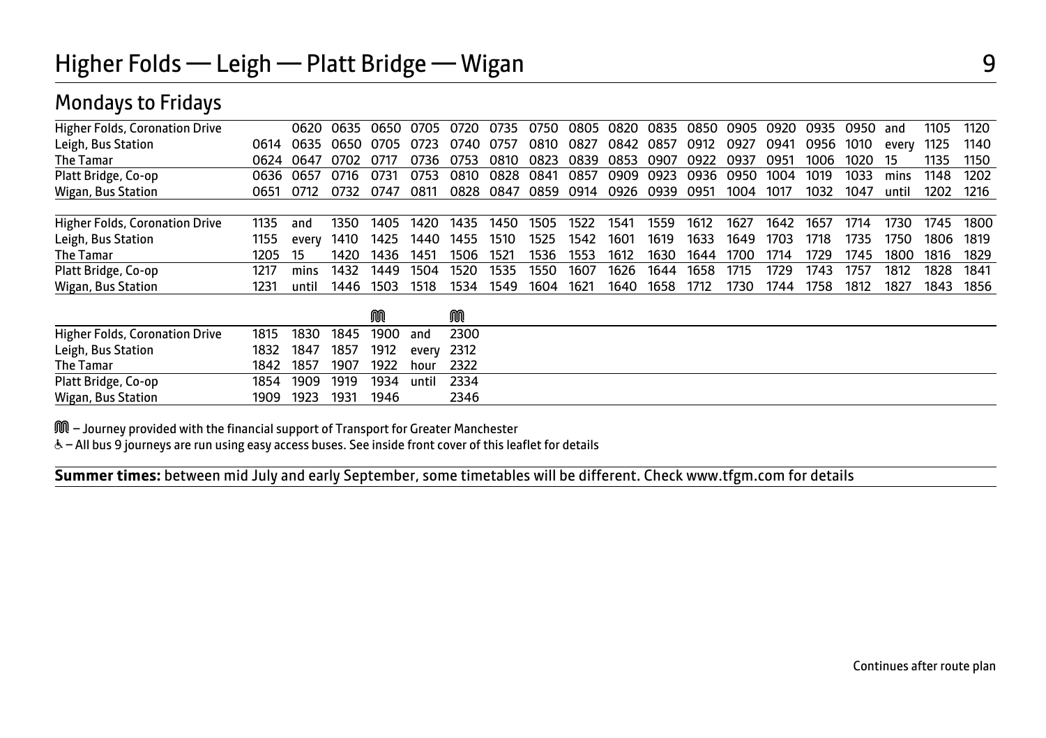# Higher Folds — Leigh — Platt Bridge — Wigan

## Mondays to Fridays

| Higher Folds, Coronation Drive | | 0620 | 0635 | 0650 | 0705 | 0720 | 0735 | 0750 | 0805 | 0820 | 0835 | 0850 | 0905 | 0920 | 0935 | 0950 | and | 1105 | 1120 |
|---|---|---|---|---|---|---|---|---|---|---|---|---|---|---|---|---|---|---|---|
| Leigh, Bus Station | 0614 | 0635 | 0650 | 0705 | 0723 | 0740 | 0757 | 0810 | 0827 | 0842 | 0857 | 0912 | 0927 | 0941 | 0956 | 1010 | every | 1125 | 1140 |
| The Tamar | 0624 | 0647 | 0702 | 0717 | 0736 | 0753 | 0810 | 0823 | 0839 | 0853 | 0907 | 0922 | 0937 | 0951 | 1006 | 1020 | 15 | 1135 | 1150 |
| Platt Bridge, Co-op | 0636 | 0657 | 0716 | 0731 | 0753 | 0810 | 0828 | 0841 | 0857 | 0909 | 0923 | 0936 | 0950 | 1004 | 1019 | 1033 | mins | 1148 | 1202 |
| Wigan, Bus Station | 0651 | 0712 | 0732 | 0747 | 0811 | 0828 | 0847 | 0859 | 0914 | 0926 | 0939 | 0951 | 1004 | 1017 | 1032 | 1047 | until | 1202 | 1216 |

| Higher Folds, Coronation Drive | 1135 | and | 1350 | 1405 | 1420 | 1435 | 1450 | 1505 | 1522 | 1541 | 1559 | 1612 | 1627 | 1642 | 1657 | 1714 | 1730 | 1745 | 1800 |
|---|---|---|---|---|---|---|---|---|---|---|---|---|---|---|---|---|---|---|---|
| Leigh, Bus Station | 1155 | every | 1410 | 1425 | 1440 | 1455 | 1510 | 1525 | 1542 | 1601 | 1619 | 1633 | 1649 | 1703 | 1718 | 1735 | 1750 | 1806 | 1819 |
| The Tamar | 1205 | 15 | 1420 | 1436 | 1451 | 1506 | 1521 | 1536 | 1553 | 1612 | 1630 | 1644 | 1700 | 1714 | 1729 | 1745 | 1800 | 1816 | 1829 |
| Platt Bridge, Co-op | 1217 | mins | 1432 | 1449 | 1504 | 1520 | 1535 | 1550 | 1607 | 1626 | 1644 | 1658 | 1715 | 1729 | 1743 | 1757 | 1812 | 1828 | 1841 |
| Wigan, Bus Station | 1231 | until | 1446 | 1503 | 1518 | 1534 | 1549 | 1604 | 1621 | 1640 | 1658 | 1712 | 1730 | 1744 | 1758 | 1812 | 1827 | 1843 | 1856 |

| | | | | M | | M |
|---|---|---|---|---|---|---|
| Higher Folds, Coronation Drive | 1815 | 1830 | 1845 | 1900 | and | 2300 |
| Leigh, Bus Station | 1832 | 1847 | 1857 | 1912 | every | 2312 |
| The Tamar | 1842 | 1857 | 1907 | 1922 | hour | 2322 |
| Platt Bridge, Co-op | 1854 | 1909 | 1919 | 1934 | until | 2334 |
| Wigan, Bus Station | 1909 | 1923 | 1931 | 1946 | | 2346 |

M – Journey provided with the financial support of Transport for Greater Manchester

♿ – All bus 9 journeys are run using easy access buses. See inside front cover of this leaflet for details

**Summer times:** between mid July and early September, some timetables will be different. Check www.tfgm.com for details

Continues after route plan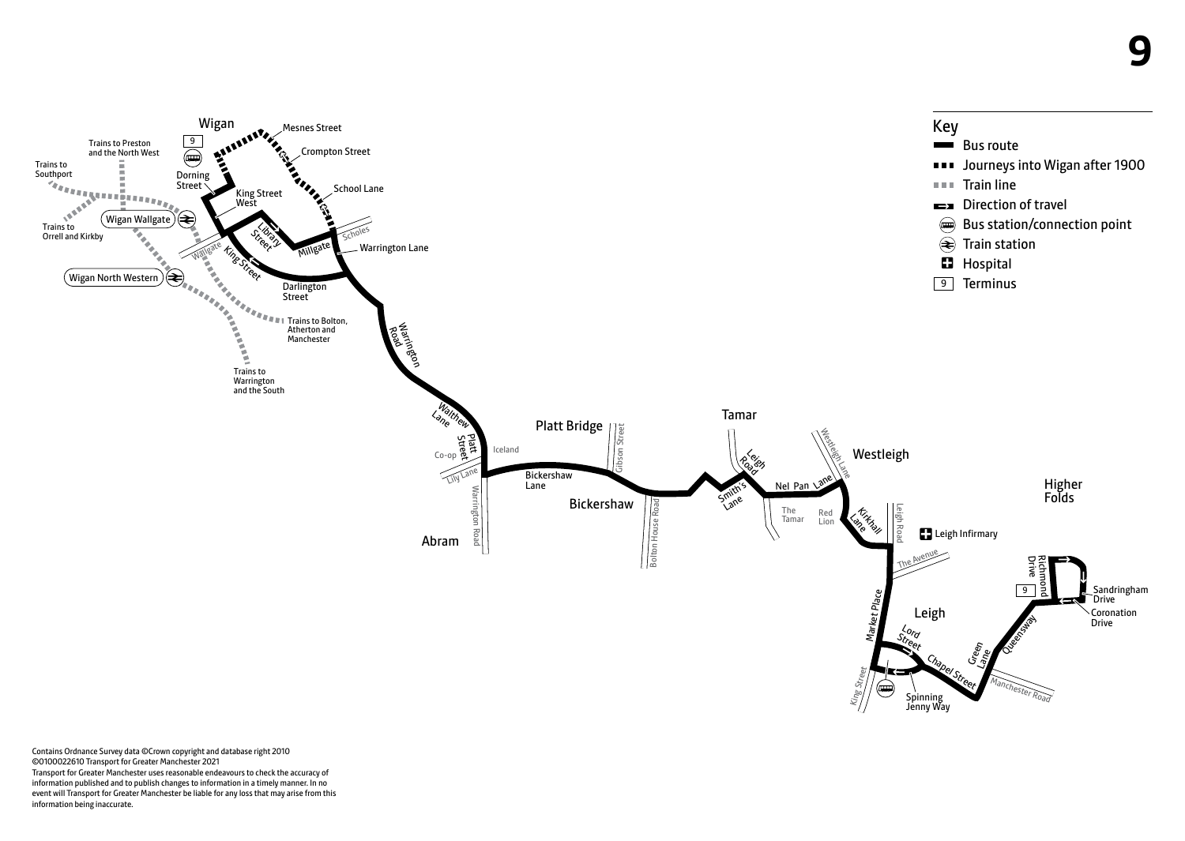# 9

## Key

- Bus route
- Journeys into Wigan after 1900
- Train line
- Direction of travel
- Bus station/connection point
- Train station
- Hospital
- 9 Terminus

Wigan

9

Trains to Preston and the North West

Trains to Southport

Trains to Orrell and Kirkby

Wigan Wallgate

Wigan North Western

Trains to Bolton, Atherton and Manchester

Trains to Warrington and the South

Mesnes Street

Crompton Street

School Lane

Dorning Street

King Street West

Library Street

Millgate

Scholes

Warrington Lane

Wallgate

King Street

Darlington Street

Warrington Road

Walthew Lane

Platt Street

Co-op

Iceland

Lily Lane

Warrington Road

Abram

Platt Bridge

Gibson Street

Bickershaw Lane

Bickershaw

Bolton House Road

Tamar

Leigh Road

Smith's Lane

The Tamar

Nel Pan Lane

Red Lion

Westleigh Lane

Westleigh

Kirkhall Lane

Leigh Road

Leigh Infirmary

The Avenue

Market Place

Leigh

Lord Street

King Street

Spinning Jenny Way

Chapel Street

Green Lane

Manchester Road

Queensway

Higher Folds

Richmond Drive

9

Sandringham Drive

Coronation Drive

Contains Ordnance Survey data ©Crown copyright and database right 2010
©0100022610 Transport for Greater Manchester 2021
Transport for Greater Manchester uses reasonable endeavours to check the accuracy of information published and to publish changes to information in a timely manner. In no event will Transport for Greater Manchester be liable for any loss that may arise from this information being inaccurate.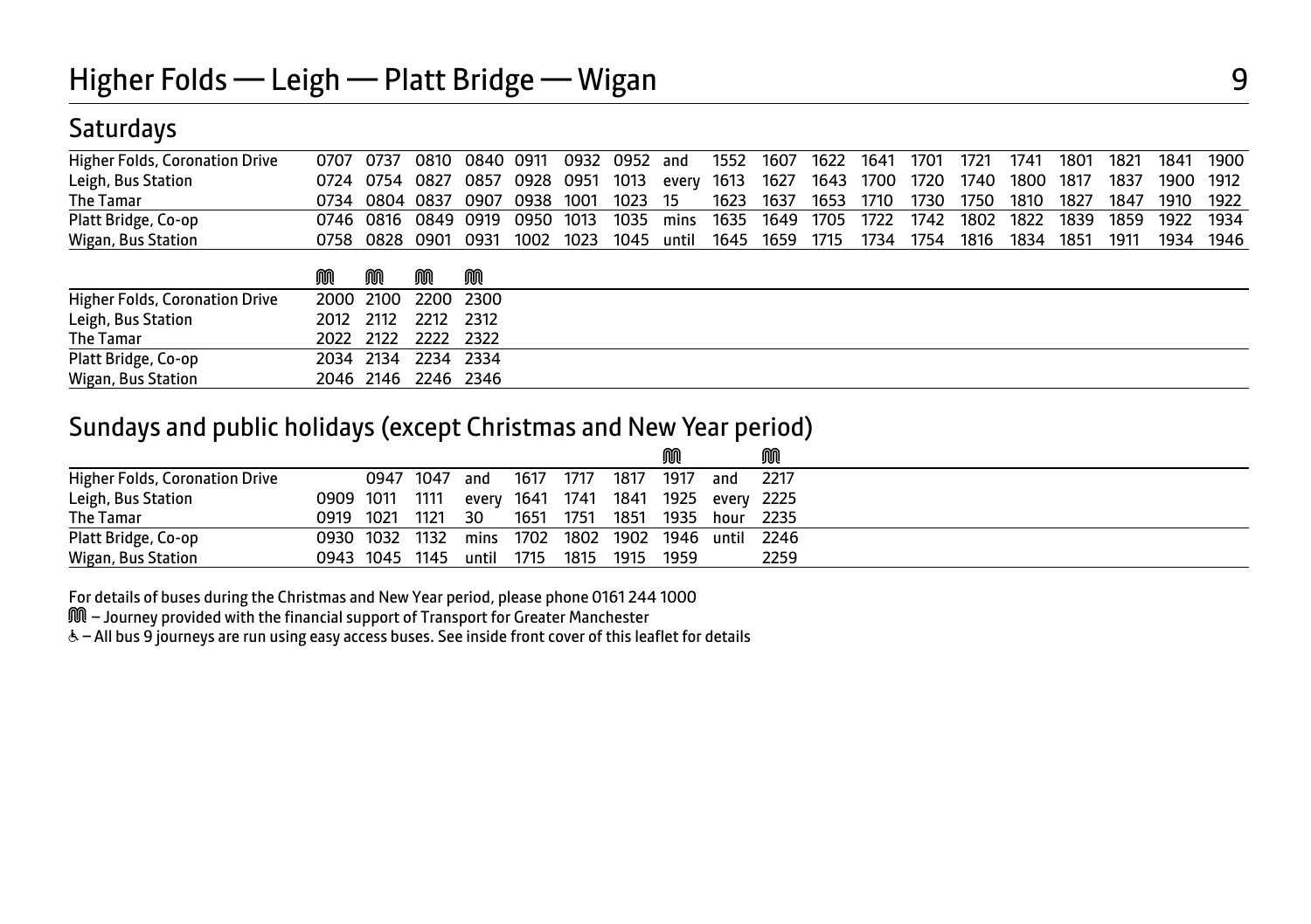# Higher Folds — Leigh — Platt Bridge — Wigan

## Saturdays

| | | | | | | | | | | | | | | | | | | | | |
|---|---|---|---|---|---|---|---|---|---|---|---|---|---|---|---|---|---|---|---|---|
| Higher Folds, Coronation Drive | 0707 | 0737 | 0810 | 0840 | 0911 | 0932 | 0952 | and | 1552 | 1607 | 1622 | 1641 | 1701 | 1721 | 1741 | 1801 | 1821 | 1841 | 1900 |
| Leigh, Bus Station | 0724 | 0754 | 0827 | 0857 | 0928 | 0951 | 1013 | every | 1613 | 1627 | 1643 | 1700 | 1720 | 1740 | 1800 | 1817 | 1837 | 1900 | 1912 |
| The Tamar | 0734 | 0804 | 0837 | 0907 | 0938 | 1001 | 1023 | 15 | 1623 | 1637 | 1653 | 1710 | 1730 | 1750 | 1810 | 1827 | 1847 | 1910 | 1922 |
| Platt Bridge, Co-op | 0746 | 0816 | 0849 | 0919 | 0950 | 1013 | 1035 | mins | 1635 | 1649 | 1705 | 1722 | 1742 | 1802 | 1822 | 1839 | 1859 | 1922 | 1934 |
| Wigan, Bus Station | 0758 | 0828 | 0901 | 0931 | 1002 | 1023 | 1045 | until | 1645 | 1659 | 1715 | 1734 | 1754 | 1816 | 1834 | 1851 | 1911 | 1934 | 1946 |

| | M | M | M | M |
|---|---|---|---|---|
| Higher Folds, Coronation Drive | 2000 | 2100 | 2200 | 2300 |
| Leigh, Bus Station | 2012 | 2112 | 2212 | 2312 |
| The Tamar | 2022 | 2122 | 2222 | 2322 |
| Platt Bridge, Co-op | 2034 | 2134 | 2234 | 2334 |
| Wigan, Bus Station | 2046 | 2146 | 2246 | 2346 |

## Sundays and public holidays (except Christmas and New Year period)

| | | | | | | | | M | | M |
|---|---|---|---|---|---|---|---|---|---|---|
| Higher Folds, Coronation Drive | | 0947 | 1047 | and | 1617 | 1717 | 1817 | 1917 | and | 2217 |
| Leigh, Bus Station | 0909 | 1011 | 1111 | every | 1641 | 1741 | 1841 | 1925 | every | 2225 |
| The Tamar | 0919 | 1021 | 1121 | 30 | 1651 | 1751 | 1851 | 1935 | hour | 2235 |
| Platt Bridge, Co-op | 0930 | 1032 | 1132 | mins | 1702 | 1802 | 1902 | 1946 | until | 2246 |
| Wigan, Bus Station | 0943 | 1045 | 1145 | until | 1715 | 1815 | 1915 | 1959 | | 2259 |

For details of buses during the Christmas and New Year period, please phone 0161 244 1000

M – Journey provided with the financial support of Transport for Greater Manchester

♿ – All bus 9 journeys are run using easy access buses. See inside front cover of this leaflet for details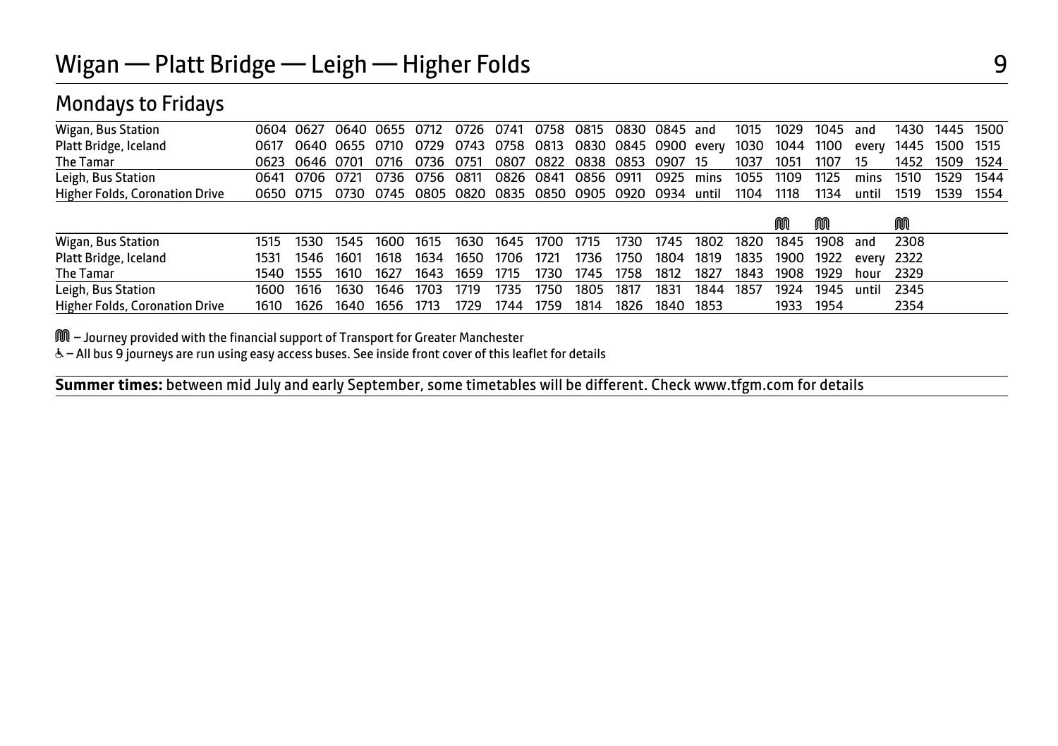# Wigan — Platt Bridge — Leigh — Higher Folds

## Mondays to Fridays

| | | | | | | | | | | | | | | | | | | | |
|---|---|---|---|---|---|---|---|---|---|---|---|---|---|---|---|---|---|---|---|
| Wigan, Bus Station | 0604 | 0627 | 0640 | 0655 | 0712 | 0726 | 0741 | 0758 | 0815 | 0830 | 0845 | and | 1015 | 1029 | 1045 | and | 1430 | 1445 | 1500 |
| Platt Bridge, Iceland | 0617 | 0640 | 0655 | 0710 | 0729 | 0743 | 0758 | 0813 | 0830 | 0845 | 0900 | every | 1030 | 1044 | 1100 | every | 1445 | 1500 | 1515 |
| The Tamar | 0623 | 0646 | 0701 | 0716 | 0736 | 0751 | 0807 | 0822 | 0838 | 0853 | 0907 | 15 | 1037 | 1051 | 1107 | 15 | 1452 | 1509 | 1524 |
| Leigh, Bus Station | 0641 | 0706 | 0721 | 0736 | 0756 | 0811 | 0826 | 0841 | 0856 | 0911 | 0925 | mins | 1055 | 1109 | 1125 | mins | 1510 | 1529 | 1544 |
| Higher Folds, Coronation Drive | 0650 | 0715 | 0730 | 0745 | 0805 | 0820 | 0835 | 0850 | 0905 | 0920 | 0934 | until | 1104 | 1118 | 1134 | until | 1519 | 1539 | 1554 |

| | | | | | | | | | | | | | | M | M | | M |
|---|---|---|---|---|---|---|---|---|---|---|---|---|---|---|---|---|---|
| Wigan, Bus Station | 1515 | 1530 | 1545 | 1600 | 1615 | 1630 | 1645 | 1700 | 1715 | 1730 | 1745 | 1802 | 1820 | 1845 | 1908 | and | 2308 |
| Platt Bridge, Iceland | 1531 | 1546 | 1601 | 1618 | 1634 | 1650 | 1706 | 1721 | 1736 | 1750 | 1804 | 1819 | 1835 | 1900 | 1922 | every | 2322 |
| The Tamar | 1540 | 1555 | 1610 | 1627 | 1643 | 1659 | 1715 | 1730 | 1745 | 1758 | 1812 | 1827 | 1843 | 1908 | 1929 | hour | 2329 |
| Leigh, Bus Station | 1600 | 1616 | 1630 | 1646 | 1703 | 1719 | 1735 | 1750 | 1805 | 1817 | 1831 | 1844 | 1857 | 1924 | 1945 | until | 2345 |
| Higher Folds, Coronation Drive | 1610 | 1626 | 1640 | 1656 | 1713 | 1729 | 1744 | 1759 | 1814 | 1826 | 1840 | 1853 | | 1933 | 1954 | | 2354 |

M – Journey provided with the financial support of Transport for Greater Manchester

♿ – All bus 9 journeys are run using easy access buses. See inside front cover of this leaflet for details

**Summer times:** between mid July and early September, some timetables will be different. Check www.tfgm.com for details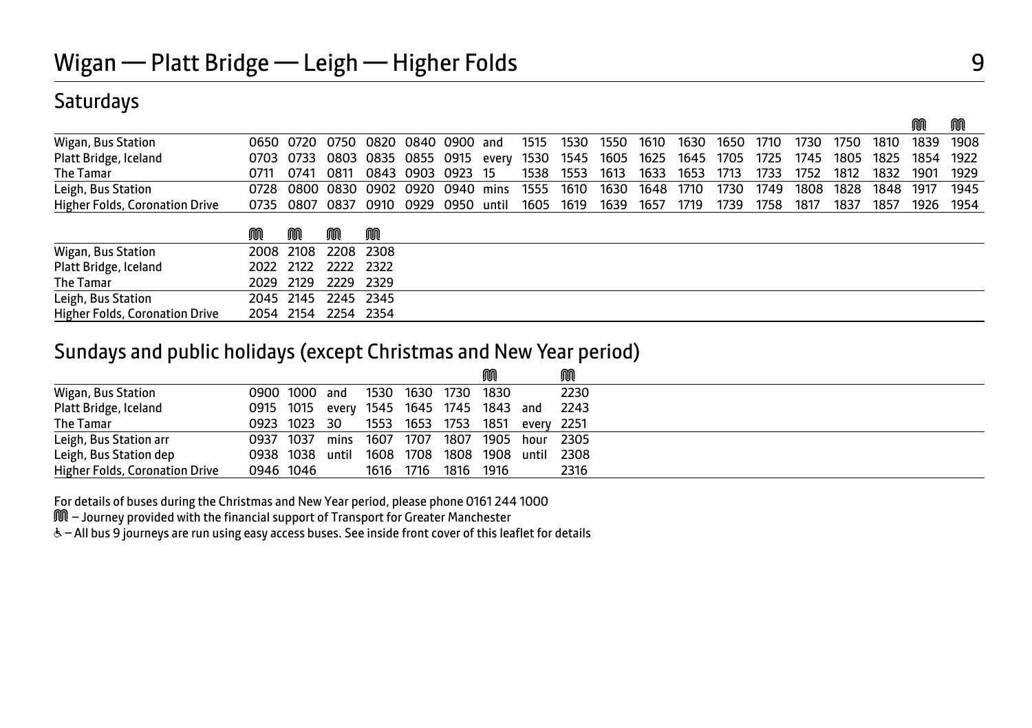# Wigan — Platt Bridge — Leigh — Higher Folds

## Saturdays

| | | | | | | | | | | | | | | | | | | | | |
|---|---|---|---|---|---|---|---|---|---|---|---|---|---|---|---|---|---|---|---|---|
| | | | | | | | | | | | | | | | | | | | M | M |
| Wigan, Bus Station | 0650 | 0720 | 0750 | 0820 | 0840 | 0900 | and | 1515 | 1530 | 1550 | 1610 | 1630 | 1650 | 1710 | 1730 | 1750 | 1810 | 1839 | 1908 |
| Platt Bridge, Iceland | 0703 | 0733 | 0803 | 0835 | 0855 | 0915 | every | 1530 | 1545 | 1605 | 1625 | 1645 | 1705 | 1725 | 1745 | 1805 | 1825 | 1854 | 1922 |
| The Tamar | 0711 | 0741 | 0811 | 0843 | 0903 | 0923 | 15 | 1538 | 1553 | 1613 | 1633 | 1653 | 1713 | 1733 | 1752 | 1812 | 1832 | 1901 | 1929 |
| Leigh, Bus Station | 0728 | 0800 | 0830 | 0902 | 0920 | 0940 | mins | 1555 | 1610 | 1630 | 1648 | 1710 | 1730 | 1749 | 1808 | 1828 | 1848 | 1917 | 1945 |
| Higher Folds, Coronation Drive | 0735 | 0807 | 0837 | 0910 | 0929 | 0950 | until | 1605 | 1619 | 1639 | 1657 | 1719 | 1739 | 1758 | 1817 | 1837 | 1857 | 1926 | 1954 |

| | | | | |
|---|---|---|---|---|
| | M | M | M | M |
| Wigan, Bus Station | 2008 | 2108 | 2208 | 2308 |
| Platt Bridge, Iceland | 2022 | 2122 | 2222 | 2322 |
| The Tamar | 2029 | 2129 | 2229 | 2329 |
| Leigh, Bus Station | 2045 | 2145 | 2245 | 2345 |
| Higher Folds, Coronation Drive | 2054 | 2154 | 2254 | 2354 |

## Sundays and public holidays (except Christmas and New Year period)

| | | | | | | | | | |
|---|---|---|---|---|---|---|---|---|---|
| | | | | | | | M | | M |
| Wigan, Bus Station | 0900 | 1000 | and | 1530 | 1630 | 1730 | 1830 | | 2230 |
| Platt Bridge, Iceland | 0915 | 1015 | every | 1545 | 1645 | 1745 | 1843 | and | 2243 |
| The Tamar | 0923 | 1023 | 30 | 1553 | 1653 | 1753 | 1851 | every | 2251 |
| Leigh, Bus Station arr | 0937 | 1037 | mins | 1607 | 1707 | 1807 | 1905 | hour | 2305 |
| Leigh, Bus Station dep | 0938 | 1038 | until | 1608 | 1708 | 1808 | 1908 | until | 2308 |
| Higher Folds, Coronation Drive | 0946 | 1046 | | 1616 | 1716 | 1816 | 1916 | | 2316 |

For details of buses during the Christmas and New Year period, please phone 0161 244 1000

M – Journey provided with the financial support of Transport for Greater Manchester

♿ – All bus 9 journeys are run using easy access buses. See inside front cover of this leaflet for details